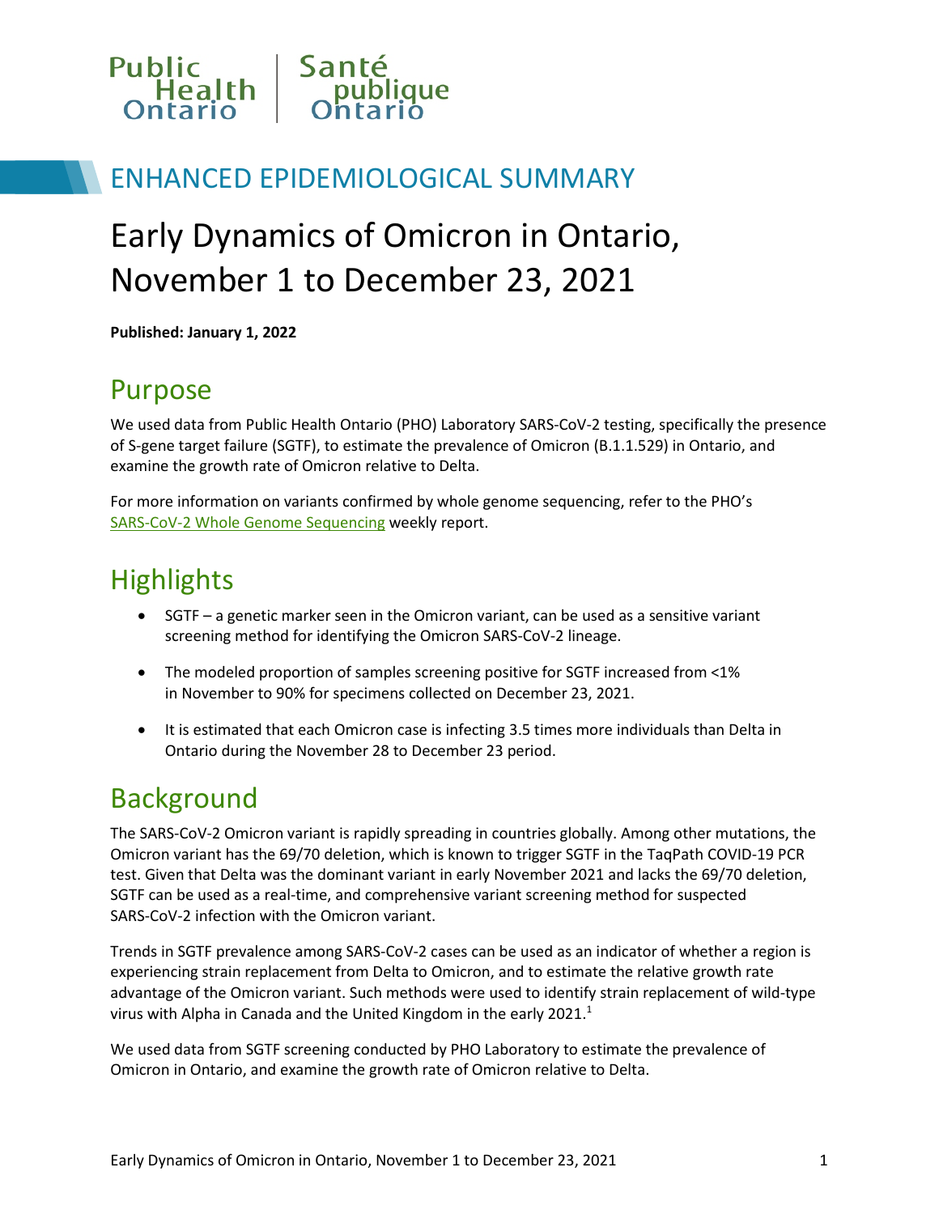Public Health Ontario | Santé publique Ontario

ENHANCED EPIDEMIOLOGICAL SUMMARY

# Early Dynamics of Omicron in Ontario, November 1 to December 23, 2021

**Published: January 1, 2022**

## Purpose

We used data from Public Health Ontario (PHO) Laboratory SARS-CoV-2 testing, specifically the presence of S-gene target failure (SGTF), to estimate the prevalence of Omicron (B.1.1.529) in Ontario, and examine the growth rate of Omicron relative to Delta.

For more information on variants confirmed by whole genome sequencing, refer to the PHO's SARS-CoV-2 Whole Genome Sequencing weekly report.

## Highlights

- SGTF – a genetic marker seen in the Omicron variant, can be used as a sensitive variant screening method for identifying the Omicron SARS-CoV-2 lineage.
- The modeled proportion of samples screening positive for SGTF increased from <1% in November to 90% for specimens collected on December 23, 2021.
- It is estimated that each Omicron case is infecting 3.5 times more individuals than Delta in Ontario during the November 28 to December 23 period.

## Background

The SARS-CoV-2 Omicron variant is rapidly spreading in countries globally. Among other mutations, the Omicron variant has the 69/70 deletion, which is known to trigger SGTF in the TaqPath COVID-19 PCR test. Given that Delta was the dominant variant in early November 2021 and lacks the 69/70 deletion, SGTF can be used as a real-time, and comprehensive variant screening method for suspected SARS-CoV-2 infection with the Omicron variant.

Trends in SGTF prevalence among SARS-CoV-2 cases can be used as an indicator of whether a region is experiencing strain replacement from Delta to Omicron, and to estimate the relative growth rate advantage of the Omicron variant. Such methods were used to identify strain replacement of wild-type virus with Alpha in Canada and the United Kingdom in the early 2021.[1]

We used data from SGTF screening conducted by PHO Laboratory to estimate the prevalence of Omicron in Ontario, and examine the growth rate of Omicron relative to Delta.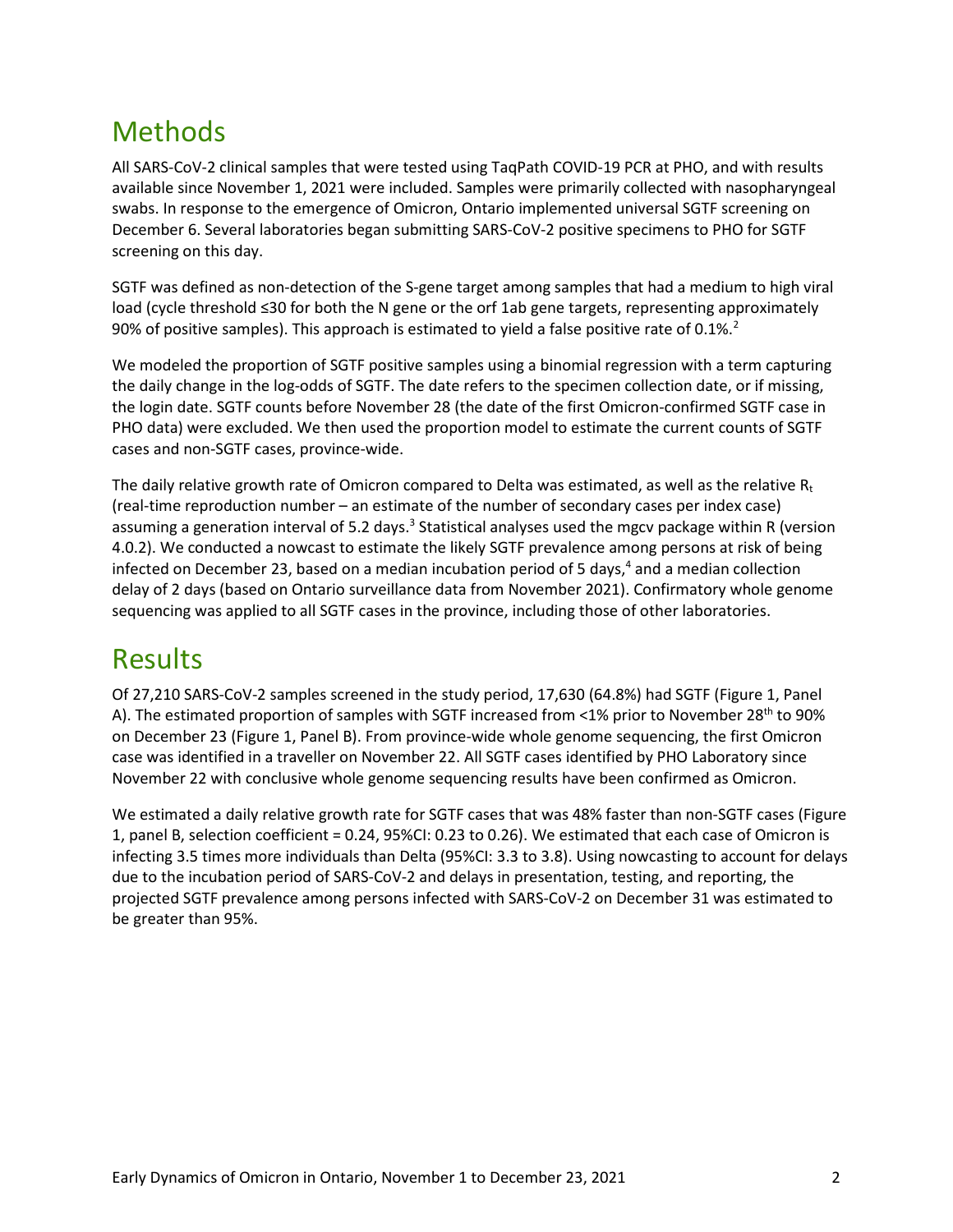# Methods

All SARS-CoV-2 clinical samples that were tested using TaqPath COVID-19 PCR at PHO, and with results available since November 1, 2021 were included. Samples were primarily collected with nasopharyngeal swabs. In response to the emergence of Omicron, Ontario implemented universal SGTF screening on December 6. Several laboratories began submitting SARS-CoV-2 positive specimens to PHO for SGTF screening on this day.

SGTF was defined as non-detection of the S-gene target among samples that had a medium to high viral load (cycle threshold ≤30 for both the N gene or the orf 1ab gene targets, representing approximately 90% of positive samples). This approach is estimated to yield a false positive rate of 0.1%.[2]

We modeled the proportion of SGTF positive samples using a binomial regression with a term capturing the daily change in the log-odds of SGTF. The date refers to the specimen collection date, or if missing, the login date. SGTF counts before November 28 (the date of the first Omicron-confirmed SGTF case in PHO data) were excluded. We then used the proportion model to estimate the current counts of SGTF cases and non-SGTF cases, province-wide.

The daily relative growth rate of Omicron compared to Delta was estimated, as well as the relative $R_t$ (real-time reproduction number – an estimate of the number of secondary cases per index case) assuming a generation interval of 5.2 days.[3] Statistical analyses used the mgcv package within R (version 4.0.2). We conducted a nowcast to estimate the likely SGTF prevalence among persons at risk of being infected on December 23, based on a median incubation period of 5 days,[4] and a median collection delay of 2 days (based on Ontario surveillance data from November 2021). Confirmatory whole genome sequencing was applied to all SGTF cases in the province, including those of other laboratories.

# Results

Of 27,210 SARS-CoV-2 samples screened in the study period, 17,630 (64.8%) had SGTF (Figure 1, Panel A). The estimated proportion of samples with SGTF increased from <1% prior to November 28th to 90% on December 23 (Figure 1, Panel B). From province-wide whole genome sequencing, the first Omicron case was identified in a traveller on November 22. All SGTF cases identified by PHO Laboratory since November 22 with conclusive whole genome sequencing results have been confirmed as Omicron.

We estimated a daily relative growth rate for SGTF cases that was 48% faster than non-SGTF cases (Figure 1, panel B, selection coefficient = 0.24, 95%CI: 0.23 to 0.26). We estimated that each case of Omicron is infecting 3.5 times more individuals than Delta (95%CI: 3.3 to 3.8). Using nowcasting to account for delays due to the incubation period of SARS-CoV-2 and delays in presentation, testing, and reporting, the projected SGTF prevalence among persons infected with SARS-CoV-2 on December 31 was estimated to be greater than 95%.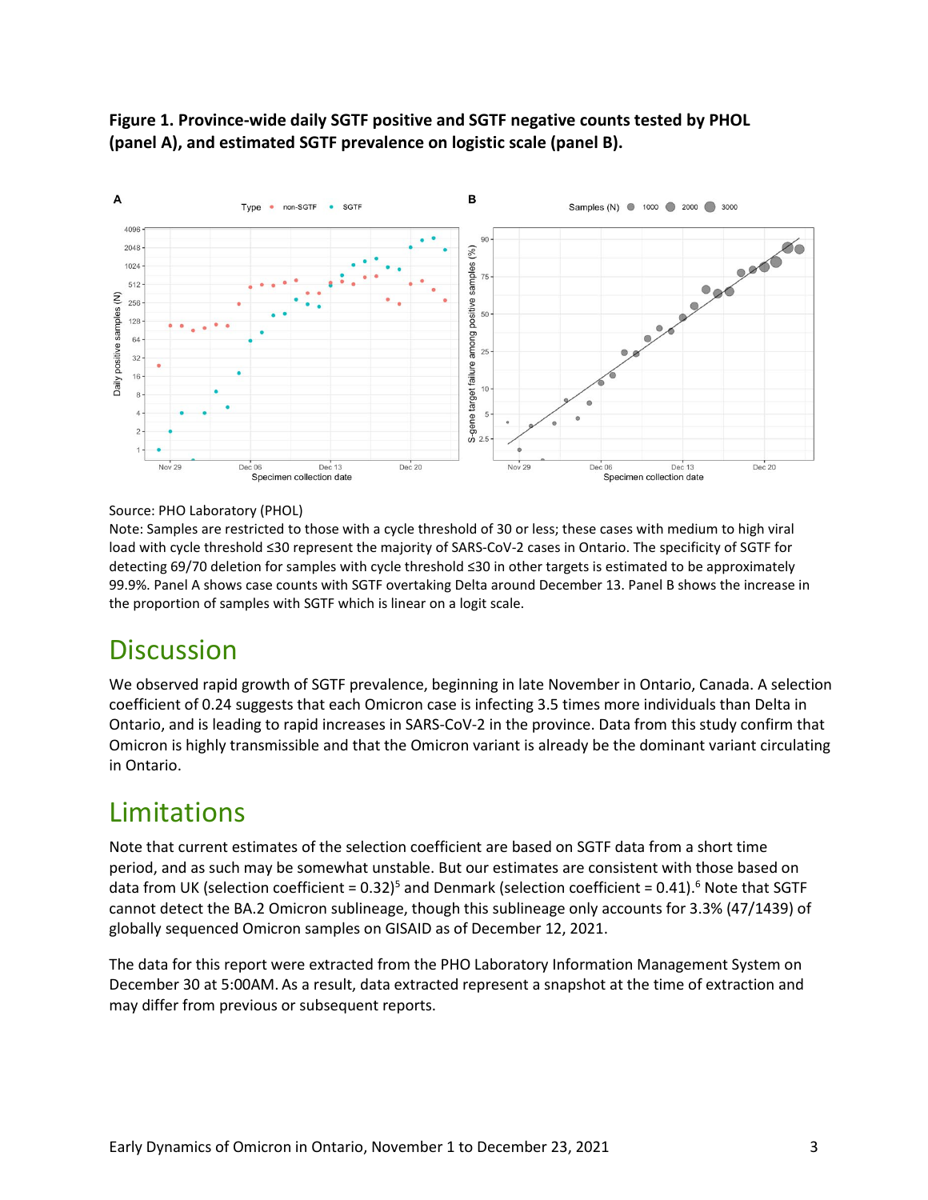**Figure 1. Province-wide daily SGTF positive and SGTF negative counts tested by PHOL (panel A), and estimated SGTF prevalence on logistic scale (panel B).**

Source: PHO Laboratory (PHOL)

Note: Samples are restricted to those with a cycle threshold of 30 or less; these cases with medium to high viral load with cycle threshold ≤30 represent the majority of SARS-CoV-2 cases in Ontario. The specificity of SGTF for detecting 69/70 deletion for samples with cycle threshold ≤30 in other targets is estimated to be approximately 99.9%. Panel A shows case counts with SGTF overtaking Delta around December 13. Panel B shows the increase in the proportion of samples with SGTF which is linear on a logit scale.

# Discussion

We observed rapid growth of SGTF prevalence, beginning in late November in Ontario, Canada. A selection coefficient of 0.24 suggests that each Omicron case is infecting 3.5 times more individuals than Delta in Ontario, and is leading to rapid increases in SARS-CoV-2 in the province. Data from this study confirm that Omicron is highly transmissible and that the Omicron variant is already be the dominant variant circulating in Ontario.

# Limitations

Note that current estimates of the selection coefficient are based on SGTF data from a short time period, and as such may be somewhat unstable. But our estimates are consistent with those based on data from UK (selection coefficient = 0.32)[5] and Denmark (selection coefficient = 0.41).[6] Note that SGTF cannot detect the BA.2 Omicron sublineage, though this sublineage only accounts for 3.3% (47/1439) of globally sequenced Omicron samples on GISAID as of December 12, 2021.

The data for this report were extracted from the PHO Laboratory Information Management System on December 30 at 5:00AM. As a result, data extracted represent a snapshot at the time of extraction and may differ from previous or subsequent reports.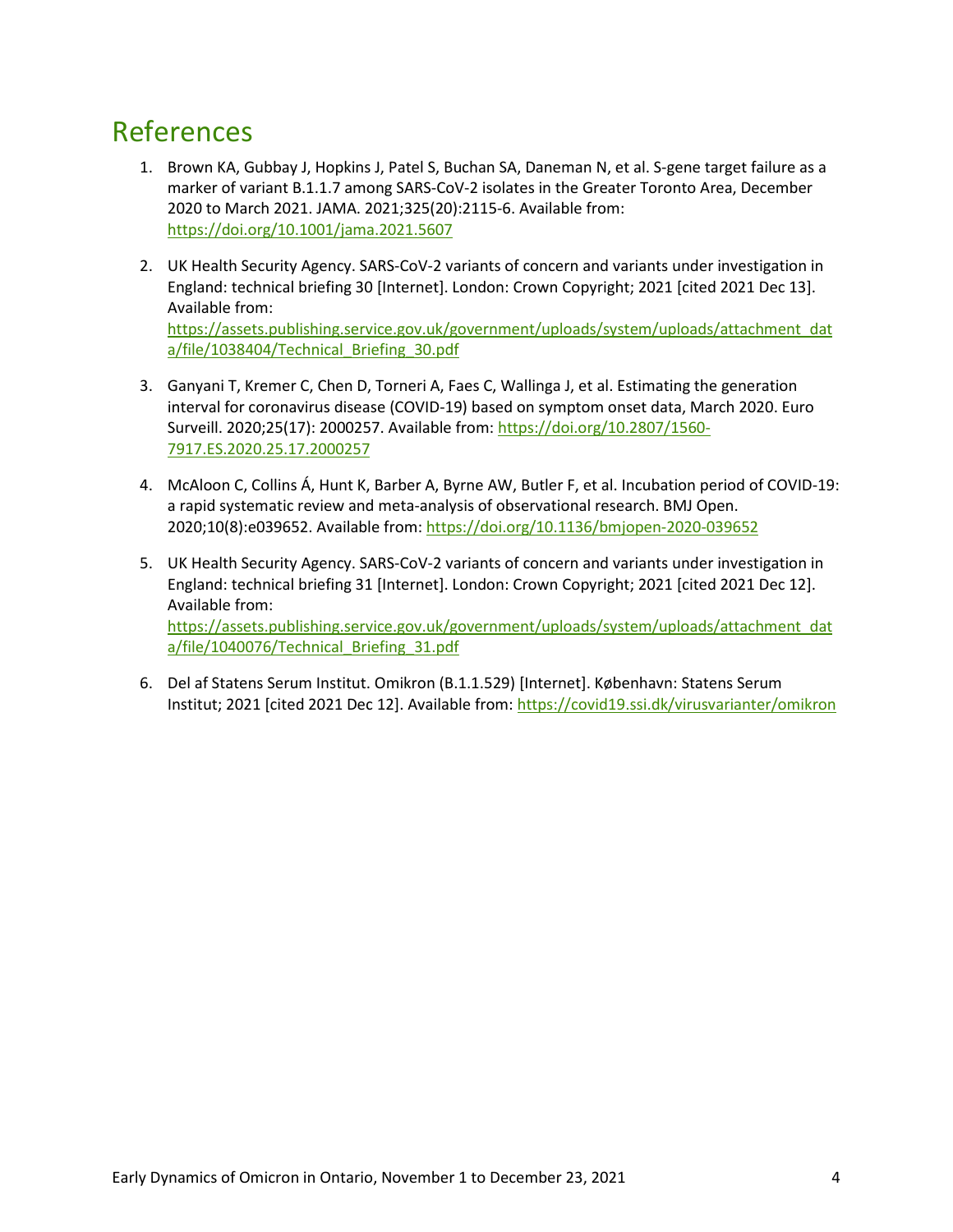# References

1. Brown KA, Gubbay J, Hopkins J, Patel S, Buchan SA, Daneman N, et al. S-gene target failure as a marker of variant B.1.1.7 among SARS-CoV-2 isolates in the Greater Toronto Area, December 2020 to March 2021. JAMA. 2021;325(20):2115-6. Available from: https://doi.org/10.1001/jama.2021.5607

2. UK Health Security Agency. SARS-CoV-2 variants of concern and variants under investigation in England: technical briefing 30 [Internet]. London: Crown Copyright; 2021 [cited 2021 Dec 13]. Available from: https://assets.publishing.service.gov.uk/government/uploads/system/uploads/attachment_data/file/1038404/Technical_Briefing_30.pdf

3. Ganyani T, Kremer C, Chen D, Torneri A, Faes C, Wallinga J, et al. Estimating the generation interval for coronavirus disease (COVID-19) based on symptom onset data, March 2020. Euro Surveill. 2020;25(17): 2000257. Available from: https://doi.org/10.2807/1560-7917.ES.2020.25.17.2000257

4. McAloon C, Collins Á, Hunt K, Barber A, Byrne AW, Butler F, et al. Incubation period of COVID-19: a rapid systematic review and meta-analysis of observational research. BMJ Open. 2020;10(8):e039652. Available from: https://doi.org/10.1136/bmjopen-2020-039652

5. UK Health Security Agency. SARS-CoV-2 variants of concern and variants under investigation in England: technical briefing 31 [Internet]. London: Crown Copyright; 2021 [cited 2021 Dec 12]. Available from: https://assets.publishing.service.gov.uk/government/uploads/system/uploads/attachment_data/file/1040076/Technical_Briefing_31.pdf

6. Del af Statens Serum Institut. Omikron (B.1.1.529) [Internet]. København: Statens Serum Institut; 2021 [cited 2021 Dec 12]. Available from: https://covid19.ssi.dk/virusvarianter/omikron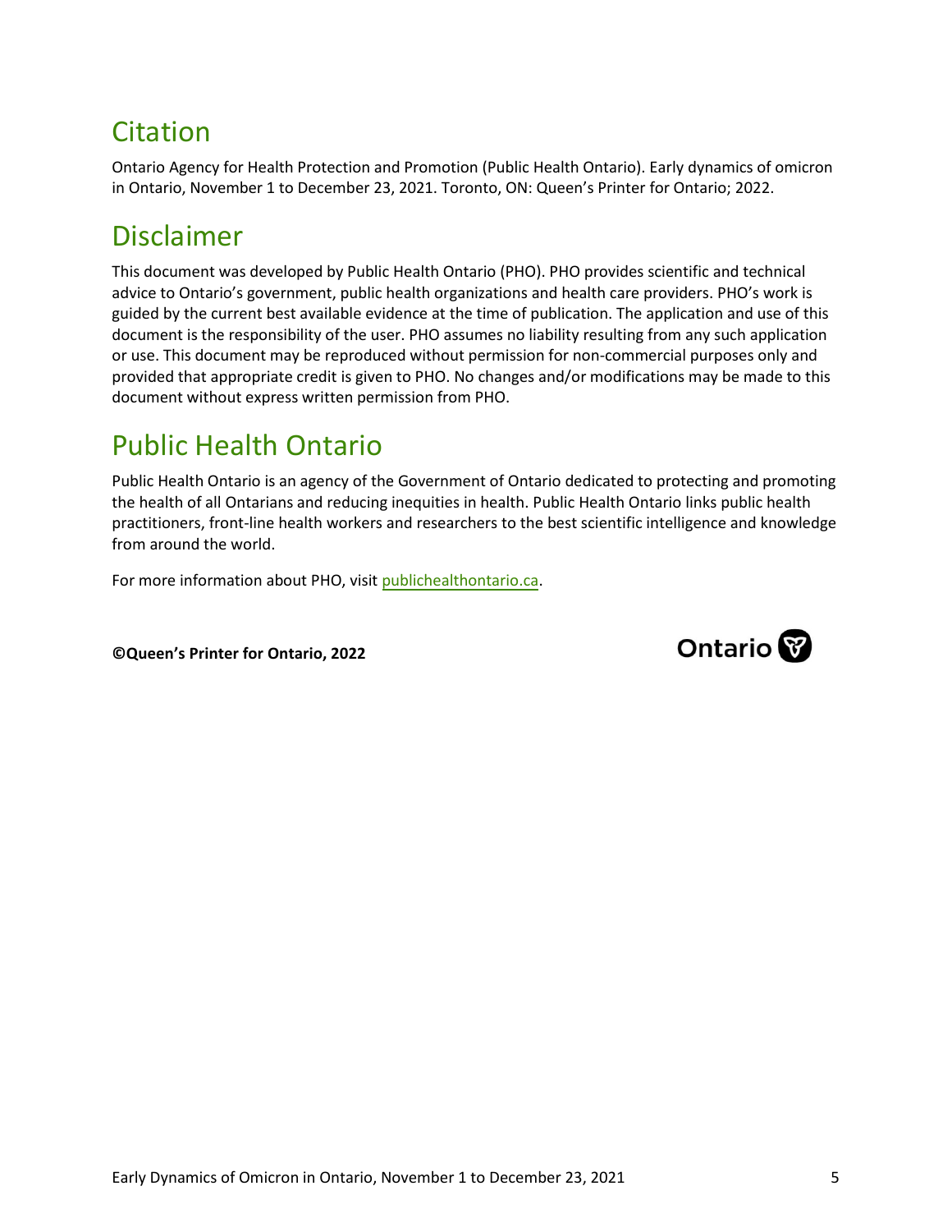# Citation

Ontario Agency for Health Protection and Promotion (Public Health Ontario). Early dynamics of omicron in Ontario, November 1 to December 23, 2021. Toronto, ON: Queen's Printer for Ontario; 2022.

# Disclaimer

This document was developed by Public Health Ontario (PHO). PHO provides scientific and technical advice to Ontario's government, public health organizations and health care providers. PHO's work is guided by the current best available evidence at the time of publication. The application and use of this document is the responsibility of the user. PHO assumes no liability resulting from any such application or use. This document may be reproduced without permission for non-commercial purposes only and provided that appropriate credit is given to PHO. No changes and/or modifications may be made to this document without express written permission from PHO.

# Public Health Ontario

Public Health Ontario is an agency of the Government of Ontario dedicated to protecting and promoting the health of all Ontarians and reducing inequities in health. Public Health Ontario links public health practitioners, front-line health workers and researchers to the best scientific intelligence and knowledge from around the world.

For more information about PHO, visit [publichealthontario.ca](publichealthontario.ca).

**©Queen's Printer for Ontario, 2022**

Ontario